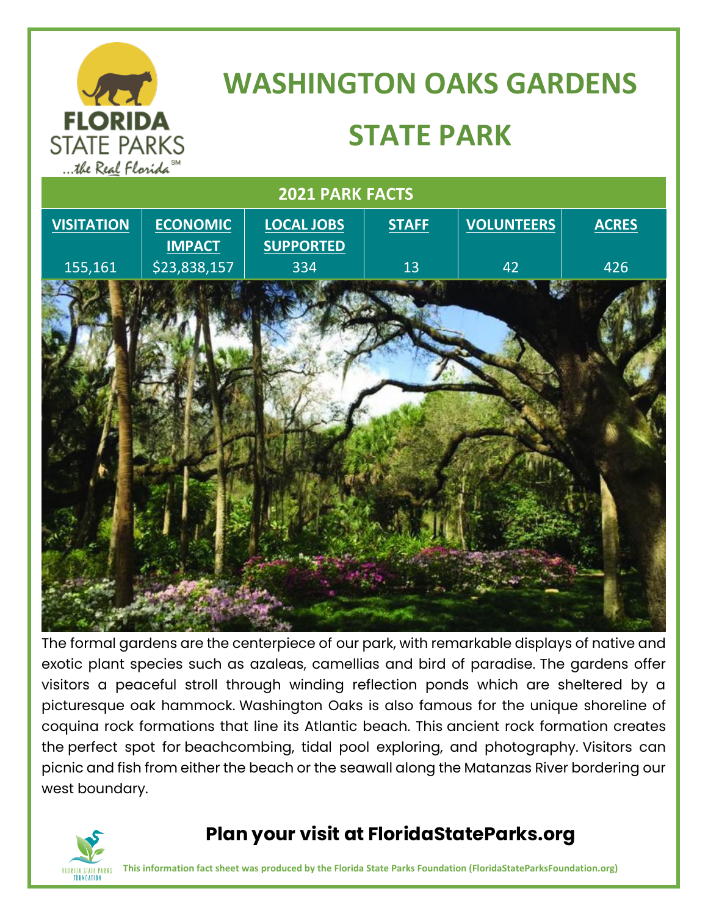# WASHINGTON OAKS GARDENS STATE PARK

## 2021 PARK FACTS

| VISITATION | ECONOMIC IMPACT | LOCAL JOBS SUPPORTED | STAFF | VOLUNTEERS | ACRES |
|---|---|---|---|---|---|
| 155,161 | $23,838,157 | 334 | 13 | 42 | 426 |

The formal gardens are the centerpiece of our park, with remarkable displays of native and exotic plant species such as azaleas, camellias and bird of paradise. The gardens offer visitors a peaceful stroll through winding reflection ponds which are sheltered by a picturesque oak hammock. Washington Oaks is also famous for the unique shoreline of coquina rock formations that line its Atlantic beach. This ancient rock formation creates the perfect spot for beachcombing, tidal pool exploring, and photography. Visitors can picnic and fish from either the beach or the seawall along the Matanzas River bordering our west boundary.

**Plan your visit at FloridaStateParks.org**

**This information fact sheet was produced by the Florida State Parks Foundation (FloridaStateParksFoundation.org)**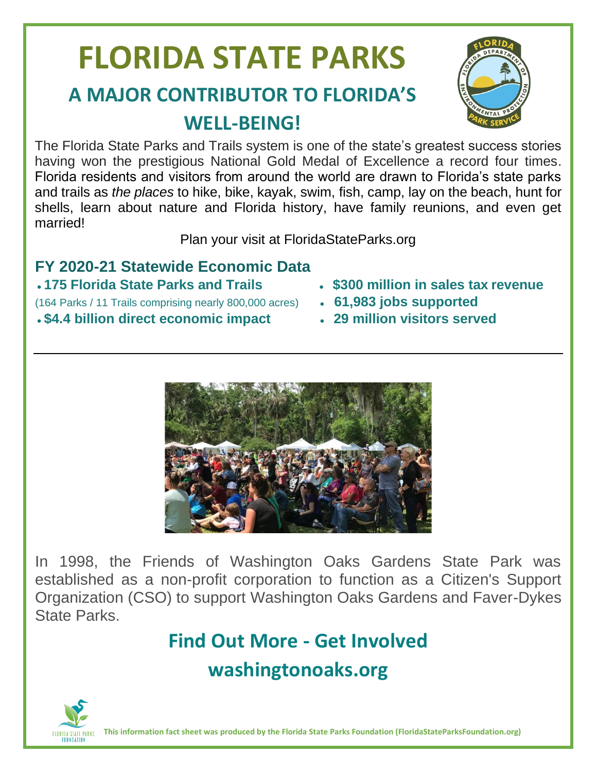# FLORIDA STATE PARKS

## A MAJOR CONTRIBUTOR TO FLORIDA'S WELL-BEING!

The Florida State Parks and Trails system is one of the state's greatest success stories having won the prestigious National Gold Medal of Excellence a record four times. Florida residents and visitors from around the world are drawn to Florida's state parks and trails as *the places* to hike, bike, kayak, swim, fish, camp, lay on the beach, hunt for shells, learn about nature and Florida history, have family reunions, and even get married!

Plan your visit at FloridaStateParks.org

### FY 2020-21 Statewide Economic Data

- **175 Florida State Parks and Trails**
  (164 Parks / 11 Trails comprising nearly 800,000 acres)
- **$4.4 billion direct economic impact**
- **$300 million in sales tax revenue**
- **61,983 jobs supported**
- **29 million visitors served**

---

In 1998, the Friends of Washington Oaks Gardens State Park was established as a non-profit corporation to function as a Citizen's Support Organization (CSO) to support Washington Oaks Gardens and Faver-Dykes State Parks.

## Find Out More - Get Involved

## washingtonoaks.org

**This information fact sheet was produced by the Florida State Parks Foundation (FloridaStateParksFoundation.org)**